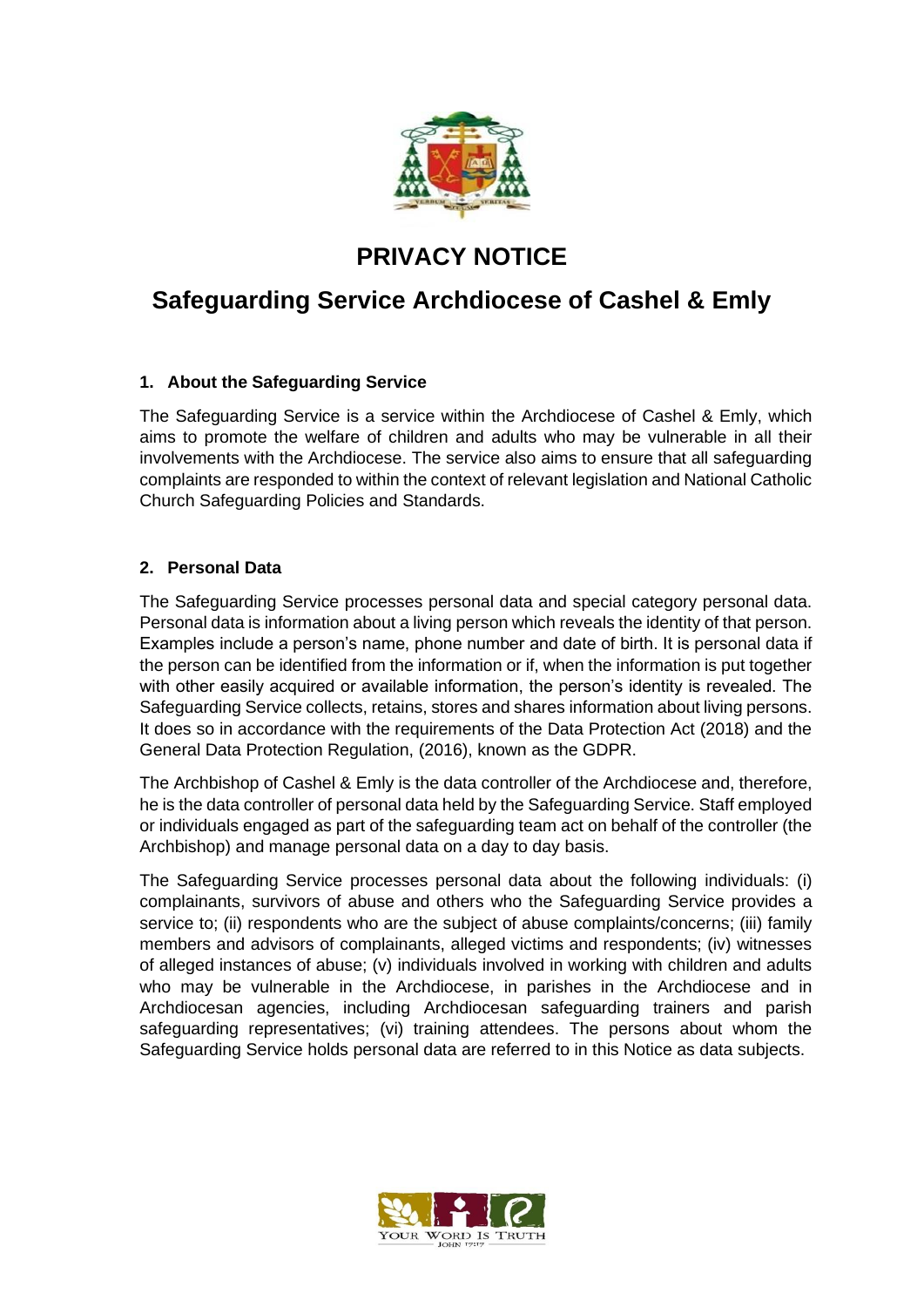# PRIVACY NOTICE

# Safeguarding Service Archdiocese of Cashel & Emly

### 1. About the Safeguarding Service

The Safeguarding Service is a service within the Archdiocese of Cashel & Emly, which aims to promote the welfare of children and adults who may be vulnerable in all their involvements with the Archdiocese. The service also aims to ensure that all safeguarding complaints are responded to within the context of relevant legislation and National Catholic Church Safeguarding Policies and Standards.

### 2. Personal Data

The Safeguarding Service processes personal data and special category personal data. Personal data is information about a living person which reveals the identity of that person. Examples include a person's name, phone number and date of birth. It is personal data if the person can be identified from the information or if, when the information is put together with other easily acquired or available information, the person's identity is revealed. The Safeguarding Service collects, retains, stores and shares information about living persons. It does so in accordance with the requirements of the Data Protection Act (2018) and the General Data Protection Regulation, (2016), known as the GDPR.

The Archbishop of Cashel & Emly is the data controller of the Archdiocese and, therefore, he is the data controller of personal data held by the Safeguarding Service. Staff employed or individuals engaged as part of the safeguarding team act on behalf of the controller (the Archbishop) and manage personal data on a day to day basis.

The Safeguarding Service processes personal data about the following individuals: (i) complainants, survivors of abuse and others who the Safeguarding Service provides a service to; (ii) respondents who are the subject of abuse complaints/concerns; (iii) family members and advisors of complainants, alleged victims and respondents; (iv) witnesses of alleged instances of abuse; (v) individuals involved in working with children and adults who may be vulnerable in the Archdiocese, in parishes in the Archdiocese and in Archdiocesan agencies, including Archdiocesan safeguarding trainers and parish safeguarding representatives; (vi) training attendees. The persons about whom the Safeguarding Service holds personal data are referred to in this Notice as data subjects.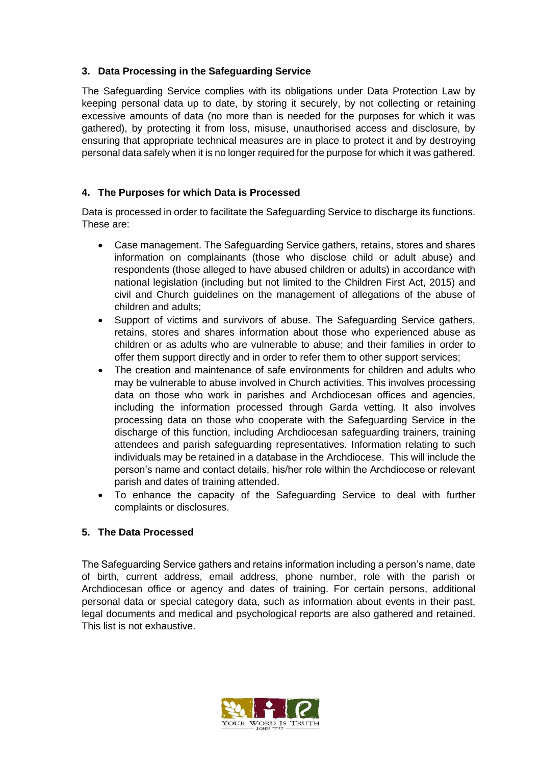### 3. Data Processing in the Safeguarding Service

The Safeguarding Service complies with its obligations under Data Protection Law by keeping personal data up to date, by storing it securely, by not collecting or retaining excessive amounts of data (no more than is needed for the purposes for which it was gathered), by protecting it from loss, misuse, unauthorised access and disclosure, by ensuring that appropriate technical measures are in place to protect it and by destroying personal data safely when it is no longer required for the purpose for which it was gathered.

### 4. The Purposes for which Data is Processed

Data is processed in order to facilitate the Safeguarding Service to discharge its functions. These are:

- Case management. The Safeguarding Service gathers, retains, stores and shares information on complainants (those who disclose child or adult abuse) and respondents (those alleged to have abused children or adults) in accordance with national legislation (including but not limited to the Children First Act, 2015) and civil and Church guidelines on the management of allegations of the abuse of children and adults;
- Support of victims and survivors of abuse. The Safeguarding Service gathers, retains, stores and shares information about those who experienced abuse as children or as adults who are vulnerable to abuse; and their families in order to offer them support directly and in order to refer them to other support services;
- The creation and maintenance of safe environments for children and adults who may be vulnerable to abuse involved in Church activities. This involves processing data on those who work in parishes and Archdiocesan offices and agencies, including the information processed through Garda vetting. It also involves processing data on those who cooperate with the Safeguarding Service in the discharge of this function, including Archdiocesan safeguarding trainers, training attendees and parish safeguarding representatives. Information relating to such individuals may be retained in a database in the Archdiocese. This will include the person's name and contact details, his/her role within the Archdiocese or relevant parish and dates of training attended.
- To enhance the capacity of the Safeguarding Service to deal with further complaints or disclosures.

### 5. The Data Processed

The Safeguarding Service gathers and retains information including a person's name, date of birth, current address, email address, phone number, role with the parish or Archdiocesan office or agency and dates of training. For certain persons, additional personal data or special category data, such as information about events in their past, legal documents and medical and psychological reports are also gathered and retained. This list is not exhaustive.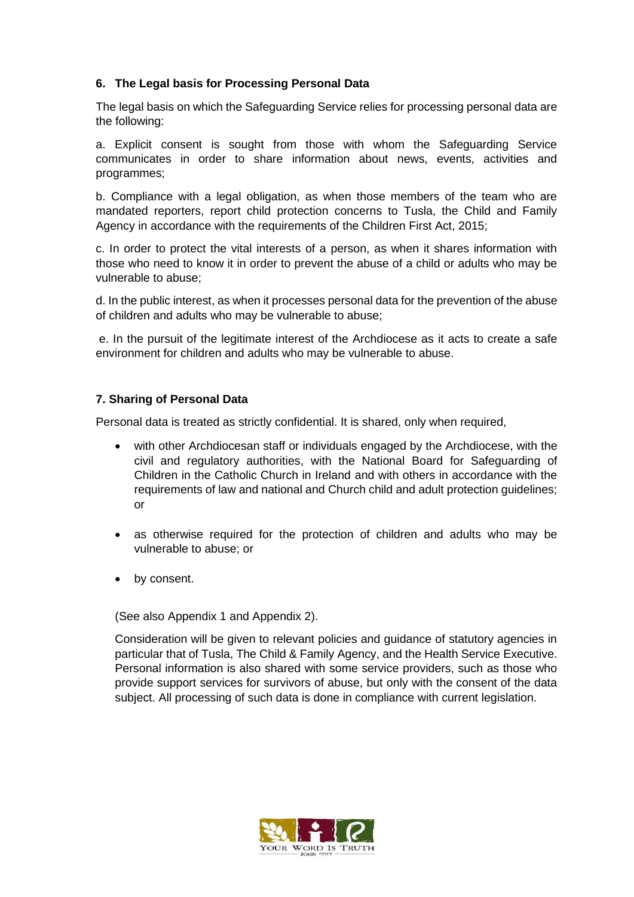#### 6. The Legal basis for Processing Personal Data

The legal basis on which the Safeguarding Service relies for processing personal data are the following:

a. Explicit consent is sought from those with whom the Safeguarding Service communicates in order to share information about news, events, activities and programmes;

b. Compliance with a legal obligation, as when those members of the team who are mandated reporters, report child protection concerns to Tusla, the Child and Family Agency in accordance with the requirements of the Children First Act, 2015;

c. In order to protect the vital interests of a person, as when it shares information with those who need to know it in order to prevent the abuse of a child or adults who may be vulnerable to abuse;

d. In the public interest, as when it processes personal data for the prevention of the abuse of children and adults who may be vulnerable to abuse;

e. In the pursuit of the legitimate interest of the Archdiocese as it acts to create a safe environment for children and adults who may be vulnerable to abuse.

#### 7. Sharing of Personal Data

Personal data is treated as strictly confidential. It is shared, only when required,

- with other Archdiocesan staff or individuals engaged by the Archdiocese, with the civil and regulatory authorities, with the National Board for Safeguarding of Children in the Catholic Church in Ireland and with others in accordance with the requirements of law and national and Church child and adult protection guidelines; or
- as otherwise required for the protection of children and adults who may be vulnerable to abuse; or
- by consent.

(See also Appendix 1 and Appendix 2).

Consideration will be given to relevant policies and guidance of statutory agencies in particular that of Tusla, The Child & Family Agency, and the Health Service Executive. Personal information is also shared with some service providers, such as those who provide support services for survivors of abuse, but only with the consent of the data subject. All processing of such data is done in compliance with current legislation.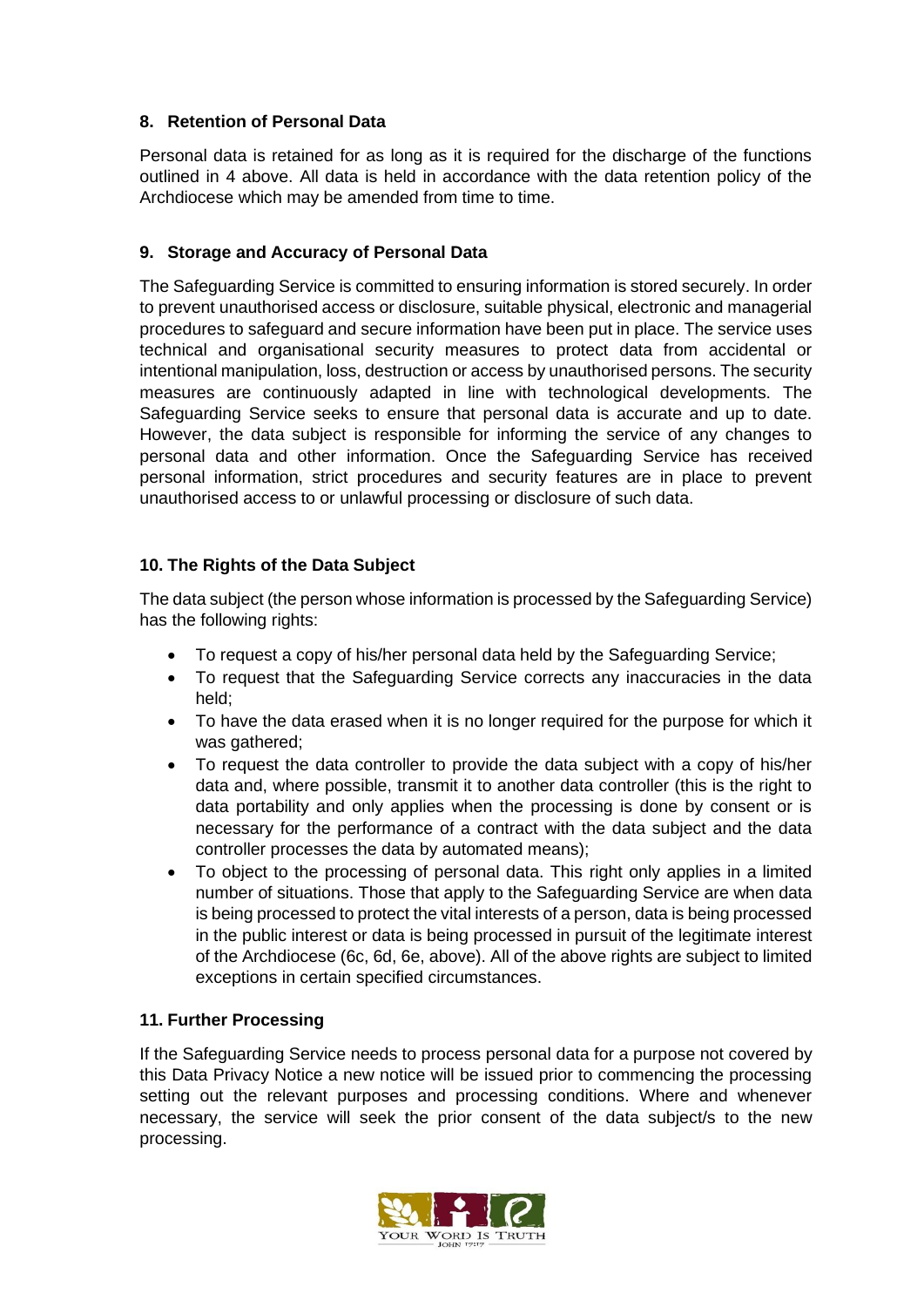## 8. Retention of Personal Data

Personal data is retained for as long as it is required for the discharge of the functions outlined in 4 above. All data is held in accordance with the data retention policy of the Archdiocese which may be amended from time to time.

## 9. Storage and Accuracy of Personal Data

The Safeguarding Service is committed to ensuring information is stored securely. In order to prevent unauthorised access or disclosure, suitable physical, electronic and managerial procedures to safeguard and secure information have been put in place. The service uses technical and organisational security measures to protect data from accidental or intentional manipulation, loss, destruction or access by unauthorised persons. The security measures are continuously adapted in line with technological developments. The Safeguarding Service seeks to ensure that personal data is accurate and up to date. However, the data subject is responsible for informing the service of any changes to personal data and other information. Once the Safeguarding Service has received personal information, strict procedures and security features are in place to prevent unauthorised access to or unlawful processing or disclosure of such data.

## 10. The Rights of the Data Subject

The data subject (the person whose information is processed by the Safeguarding Service) has the following rights:

- To request a copy of his/her personal data held by the Safeguarding Service;
- To request that the Safeguarding Service corrects any inaccuracies in the data held;
- To have the data erased when it is no longer required for the purpose for which it was gathered;
- To request the data controller to provide the data subject with a copy of his/her data and, where possible, transmit it to another data controller (this is the right to data portability and only applies when the processing is done by consent or is necessary for the performance of a contract with the data subject and the data controller processes the data by automated means);
- To object to the processing of personal data. This right only applies in a limited number of situations. Those that apply to the Safeguarding Service are when data is being processed to protect the vital interests of a person, data is being processed in the public interest or data is being processed in pursuit of the legitimate interest of the Archdiocese (6c, 6d, 6e, above). All of the above rights are subject to limited exceptions in certain specified circumstances.

## 11. Further Processing

If the Safeguarding Service needs to process personal data for a purpose not covered by this Data Privacy Notice a new notice will be issued prior to commencing the processing setting out the relevant purposes and processing conditions. Where and whenever necessary, the service will seek the prior consent of the data subject/s to the new processing.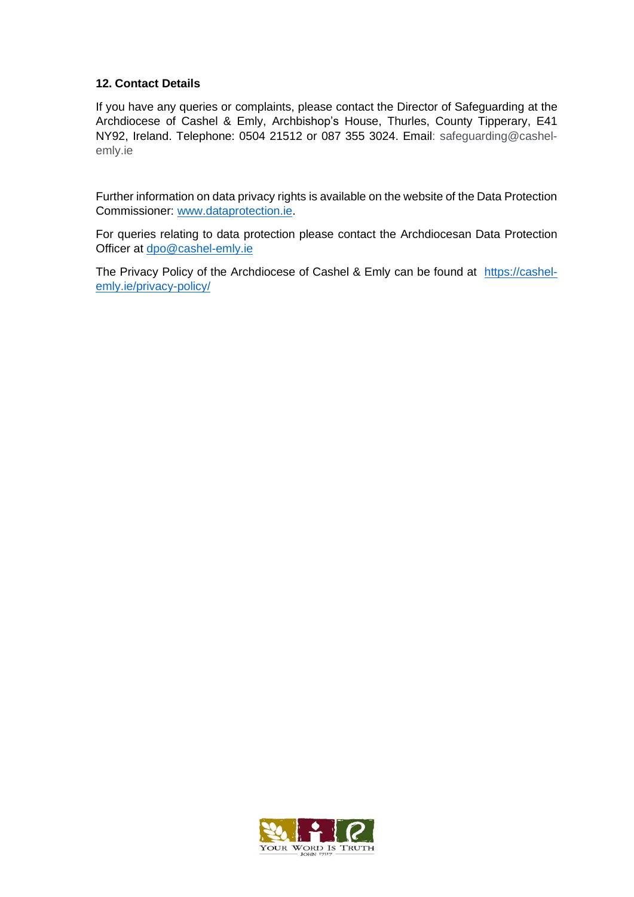### 12. Contact Details

If you have any queries or complaints, please contact the Director of Safeguarding at the Archdiocese of Cashel & Emly, Archbishop's House, Thurles, County Tipperary, E41 NY92, Ireland. Telephone: 0504 21512 or 087 355 3024. Email: safeguarding@cashel-emly.ie

Further information on data privacy rights is available on the website of the Data Protection Commissioner: [www.dataprotection.ie](http://www.dataprotection.ie).

For queries relating to data protection please contact the Archdiocesan Data Protection Officer at [dpo@cashel-emly.ie](mailto:dpo@cashel-emly.ie)

The Privacy Policy of the Archdiocese of Cashel & Emly can be found at [https://cashel-emly.ie/privacy-policy/](https://cashel-emly.ie/privacy-policy/)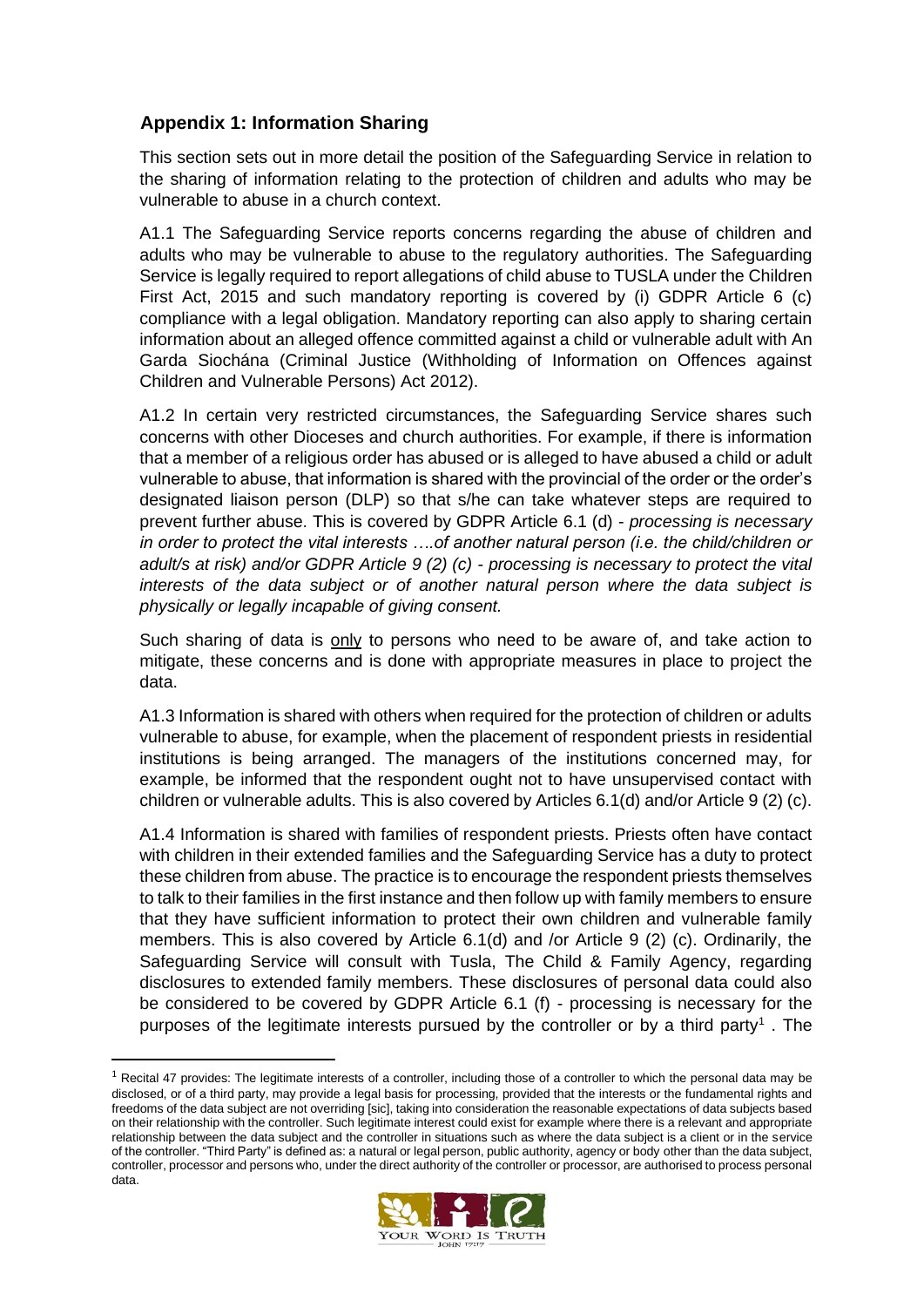## Appendix 1: Information Sharing

This section sets out in more detail the position of the Safeguarding Service in relation to the sharing of information relating to the protection of children and adults who may be vulnerable to abuse in a church context.

A1.1 The Safeguarding Service reports concerns regarding the abuse of children and adults who may be vulnerable to abuse to the regulatory authorities. The Safeguarding Service is legally required to report allegations of child abuse to TUSLA under the Children First Act, 2015 and such mandatory reporting is covered by (i) GDPR Article 6 (c) compliance with a legal obligation. Mandatory reporting can also apply to sharing certain information about an alleged offence committed against a child or vulnerable adult with An Garda Siochána (Criminal Justice (Withholding of Information on Offences against Children and Vulnerable Persons) Act 2012).

A1.2 In certain very restricted circumstances, the Safeguarding Service shares such concerns with other Dioceses and church authorities. For example, if there is information that a member of a religious order has abused or is alleged to have abused a child or adult vulnerable to abuse, that information is shared with the provincial of the order or the order's designated liaison person (DLP) so that s/he can take whatever steps are required to prevent further abuse. This is covered by GDPR Article 6.1 (d) - *processing is necessary in order to protect the vital interests ….of another natural person (i.e. the child/children or adult/s at risk) and/or GDPR Article 9 (2) (c) - processing is necessary to protect the vital interests of the data subject or of another natural person where the data subject is physically or legally incapable of giving consent.*

Such sharing of data is <u>only</u> to persons who need to be aware of, and take action to mitigate, these concerns and is done with appropriate measures in place to project the data.

A1.3 Information is shared with others when required for the protection of children or adults vulnerable to abuse, for example, when the placement of respondent priests in residential institutions is being arranged. The managers of the institutions concerned may, for example, be informed that the respondent ought not to have unsupervised contact with children or vulnerable adults. This is also covered by Articles 6.1(d) and/or Article 9 (2) (c).

A1.4 Information is shared with families of respondent priests. Priests often have contact with children in their extended families and the Safeguarding Service has a duty to protect these children from abuse. The practice is to encourage the respondent priests themselves to talk to their families in the first instance and then follow up with family members to ensure that they have sufficient information to protect their own children and vulnerable family members. This is also covered by Article 6.1(d) and /or Article 9 (2) (c). Ordinarily, the Safeguarding Service will consult with Tusla, The Child & Family Agency, regarding disclosures to extended family members. These disclosures of personal data could also be considered to be covered by GDPR Article 6.1 (f) - processing is necessary for the purposes of the legitimate interests pursued by the controller or by a third party[1] . The

---

[1] Recital 47 provides: The legitimate interests of a controller, including those of a controller to which the personal data may be disclosed, or of a third party, may provide a legal basis for processing, provided that the interests or the fundamental rights and freedoms of the data subject are not overriding [sic], taking into consideration the reasonable expectations of data subjects based on their relationship with the controller. Such legitimate interest could exist for example where there is a relevant and appropriate relationship between the data subject and the controller in situations such as where the data subject is a client or in the service of the controller. "Third Party" is defined as: a natural or legal person, public authority, agency or body other than the data subject, controller, processor and persons who, under the direct authority of the controller or processor, are authorised to process personal data.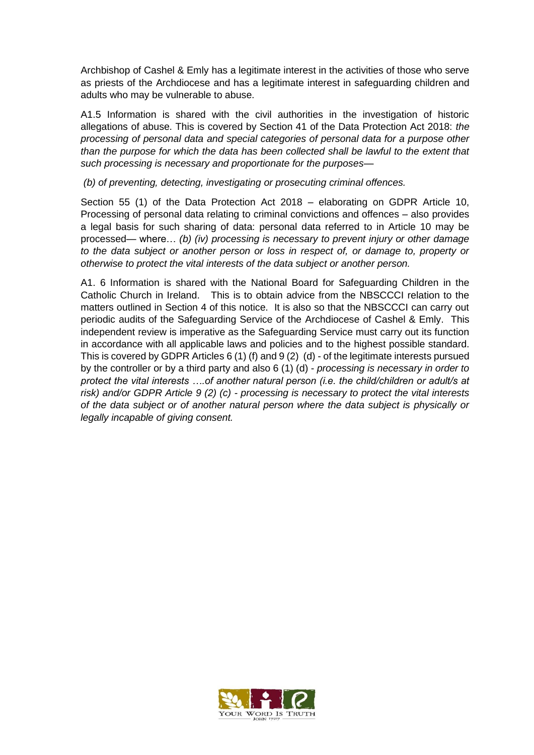Archbishop of Cashel & Emly has a legitimate interest in the activities of those who serve as priests of the Archdiocese and has a legitimate interest in safeguarding children and adults who may be vulnerable to abuse.

A1.5 Information is shared with the civil authorities in the investigation of historic allegations of abuse. This is covered by Section 41 of the Data Protection Act 2018: *the processing of personal data and special categories of personal data for a purpose other than the purpose for which the data has been collected shall be lawful to the extent that such processing is necessary and proportionate for the purposes—*

*(b) of preventing, detecting, investigating or prosecuting criminal offences.*

Section 55 (1) of the Data Protection Act 2018 – elaborating on GDPR Article 10, Processing of personal data relating to criminal convictions and offences – also provides a legal basis for such sharing of data: personal data referred to in Article 10 may be processed— where… *(b) (iv) processing is necessary to prevent injury or other damage to the data subject or another person or loss in respect of, or damage to, property or otherwise to protect the vital interests of the data subject or another person.*

A1. 6 Information is shared with the National Board for Safeguarding Children in the Catholic Church in Ireland. This is to obtain advice from the NBSCCCI relation to the matters outlined in Section 4 of this notice. It is also so that the NBSCCCI can carry out periodic audits of the Safeguarding Service of the Archdiocese of Cashel & Emly. This independent review is imperative as the Safeguarding Service must carry out its function in accordance with all applicable laws and policies and to the highest possible standard. This is covered by GDPR Articles 6 (1) (f) and 9 (2) (d) - of the legitimate interests pursued by the controller or by a third party and also 6 (1) (d) - *processing is necessary in order to protect the vital interests ….of another natural person (i.e. the child/children or adult/s at risk) and/or GDPR Article 9 (2) (c) - processing is necessary to protect the vital interests of the data subject or of another natural person where the data subject is physically or legally incapable of giving consent.*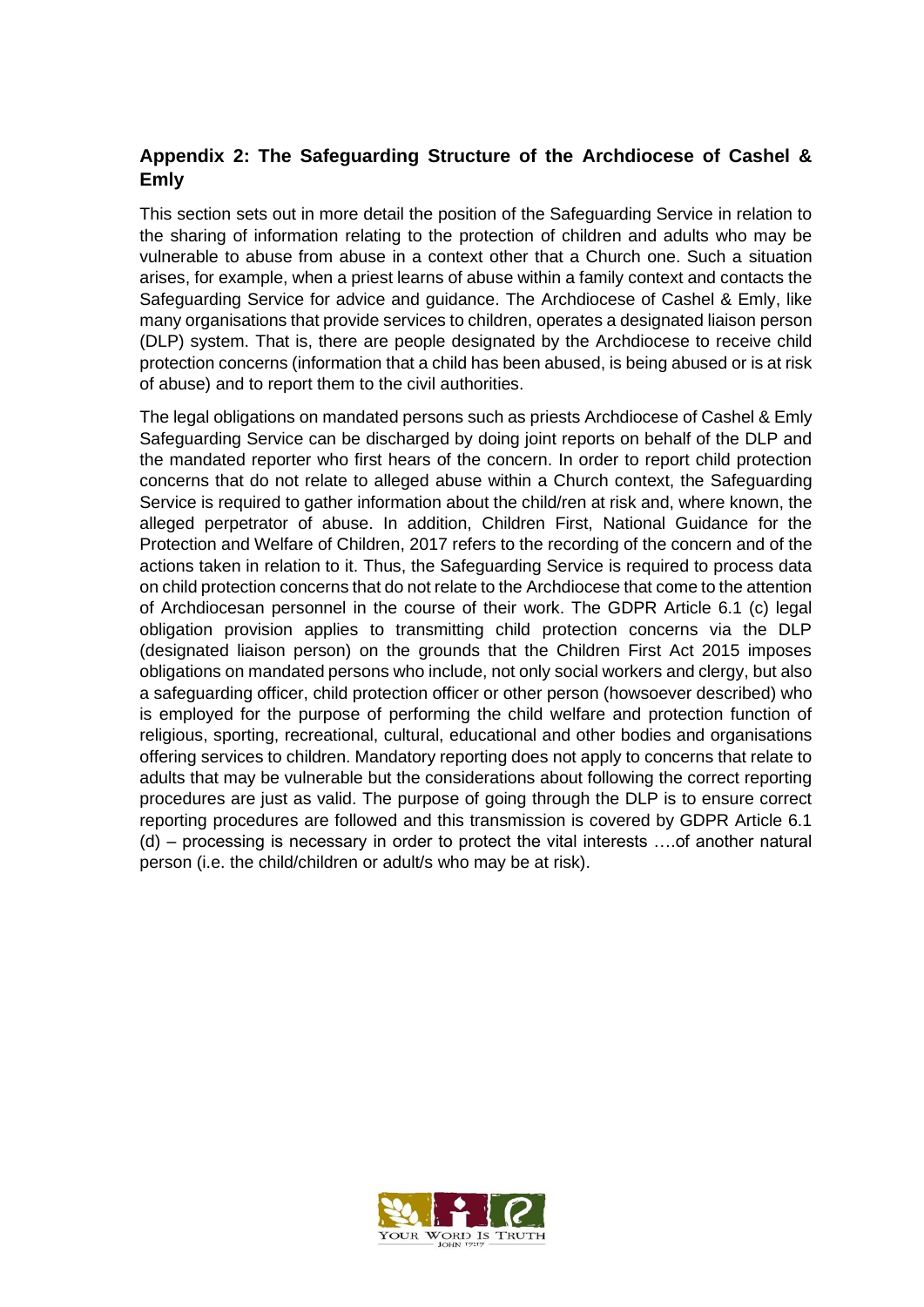## Appendix 2: The Safeguarding Structure of the Archdiocese of Cashel & Emly

This section sets out in more detail the position of the Safeguarding Service in relation to the sharing of information relating to the protection of children and adults who may be vulnerable to abuse from abuse in a context other that a Church one. Such a situation arises, for example, when a priest learns of abuse within a family context and contacts the Safeguarding Service for advice and guidance. The Archdiocese of Cashel & Emly, like many organisations that provide services to children, operates a designated liaison person (DLP) system. That is, there are people designated by the Archdiocese to receive child protection concerns (information that a child has been abused, is being abused or is at risk of abuse) and to report them to the civil authorities.

The legal obligations on mandated persons such as priests Archdiocese of Cashel & Emly Safeguarding Service can be discharged by doing joint reports on behalf of the DLP and the mandated reporter who first hears of the concern. In order to report child protection concerns that do not relate to alleged abuse within a Church context, the Safeguarding Service is required to gather information about the child/ren at risk and, where known, the alleged perpetrator of abuse. In addition, Children First, National Guidance for the Protection and Welfare of Children, 2017 refers to the recording of the concern and of the actions taken in relation to it. Thus, the Safeguarding Service is required to process data on child protection concerns that do not relate to the Archdiocese that come to the attention of Archdiocesan personnel in the course of their work. The GDPR Article 6.1 (c) legal obligation provision applies to transmitting child protection concerns via the DLP (designated liaison person) on the grounds that the Children First Act 2015 imposes obligations on mandated persons who include, not only social workers and clergy, but also a safeguarding officer, child protection officer or other person (howsoever described) who is employed for the purpose of performing the child welfare and protection function of religious, sporting, recreational, cultural, educational and other bodies and organisations offering services to children. Mandatory reporting does not apply to concerns that relate to adults that may be vulnerable but the considerations about following the correct reporting procedures are just as valid. The purpose of going through the DLP is to ensure correct reporting procedures are followed and this transmission is covered by GDPR Article 6.1 (d) – processing is necessary in order to protect the vital interests ….of another natural person (i.e. the child/children or adult/s who may be at risk).